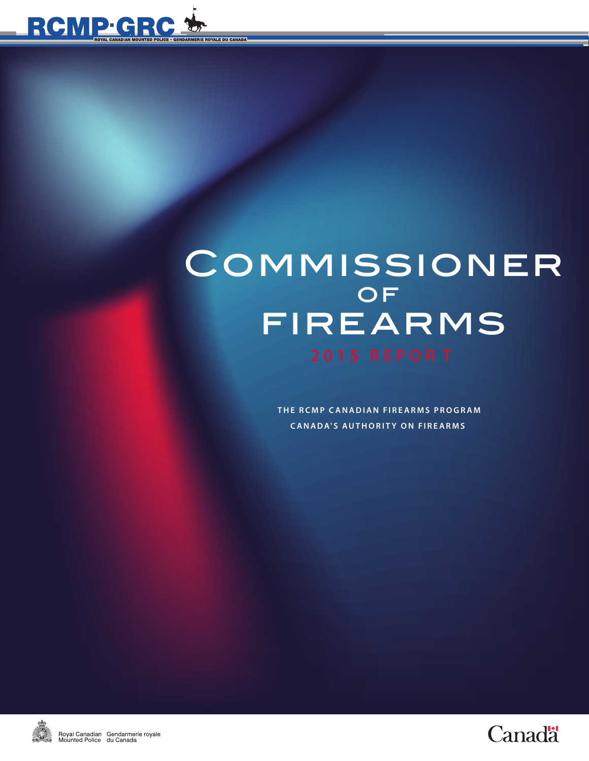RCMP·GRC

ROYAL CANADIAN MOUNTED POLICE • GENDARMERIE ROYALE DU CANADA

# COMMISSIONER OF FIREARMS

## 2015 REPORT

**THE RCMP CANADIAN FIREARMS PROGRAM**

**CANADA'S AUTHORITY ON FIREARMS**

Royal Canadian Mounted Police | Gendarmerie royale du Canada

Canada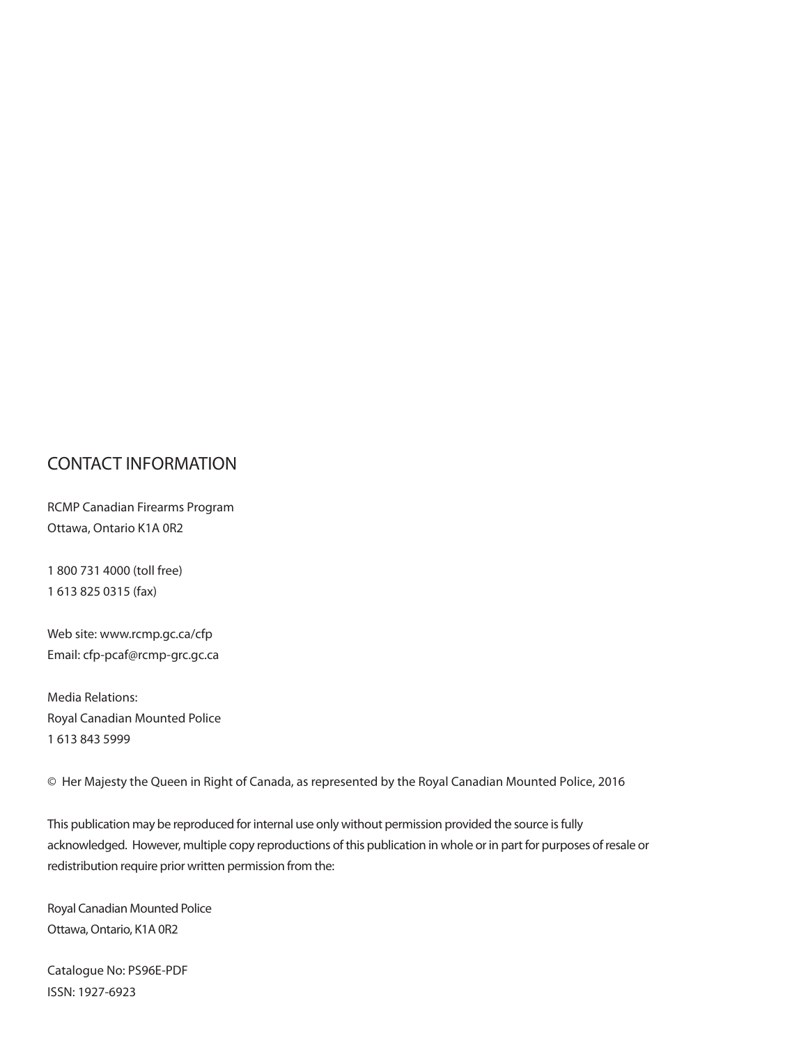## CONTACT INFORMATION

RCMP Canadian Firearms Program
Ottawa, Ontario K1A 0R2

1 800 731 4000 (toll free)
1 613 825 0315 (fax)

Web site: www.rcmp.gc.ca/cfp
Email: cfp-pcaf@rcmp-grc.gc.ca

Media Relations:
Royal Canadian Mounted Police
1 613 843 5999

© Her Majesty the Queen in Right of Canada, as represented by the Royal Canadian Mounted Police, 2016

This publication may be reproduced for internal use only without permission provided the source is fully acknowledged. However, multiple copy reproductions of this publication in whole or in part for purposes of resale or redistribution require prior written permission from the:

Royal Canadian Mounted Police
Ottawa, Ontario, K1A 0R2

Catalogue No: PS96E-PDF
ISSN: 1927-6923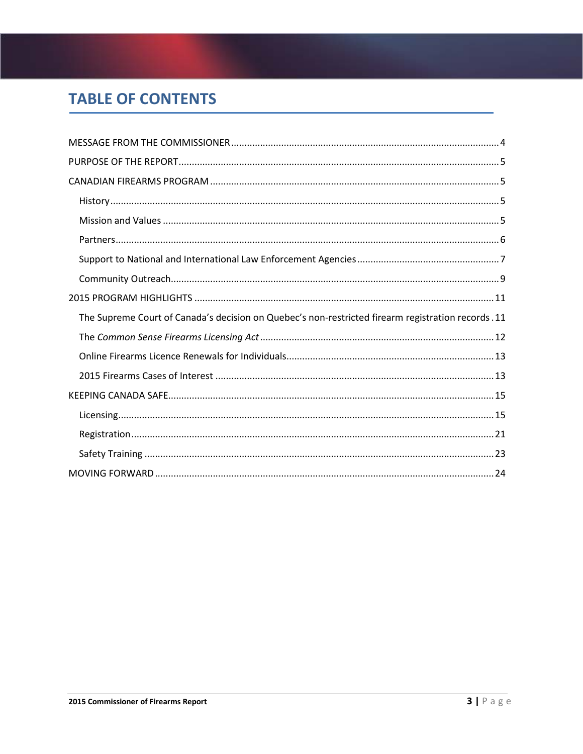# TABLE OF CONTENTS

MESSAGE FROM THE COMMISSIONER.....4

PURPOSE OF THE REPORT.....5

CANADIAN FIREARMS PROGRAM.....5

- History.....5
- Mission and Values.....5
- Partners.....6
- Support to National and International Law Enforcement Agencies.....7
- Community Outreach.....9

2015 PROGRAM HIGHLIGHTS.....11

- The Supreme Court of Canada's decision on Quebec's non-restricted firearm registration records.....11
- The *Common Sense Firearms Licensing Act*.....12
- Online Firearms Licence Renewals for Individuals.....13
- 2015 Firearms Cases of Interest.....13

KEEPING CANADA SAFE.....15

- Licensing.....15
- Registration.....21
- Safety Training.....23

MOVING FORWARD.....24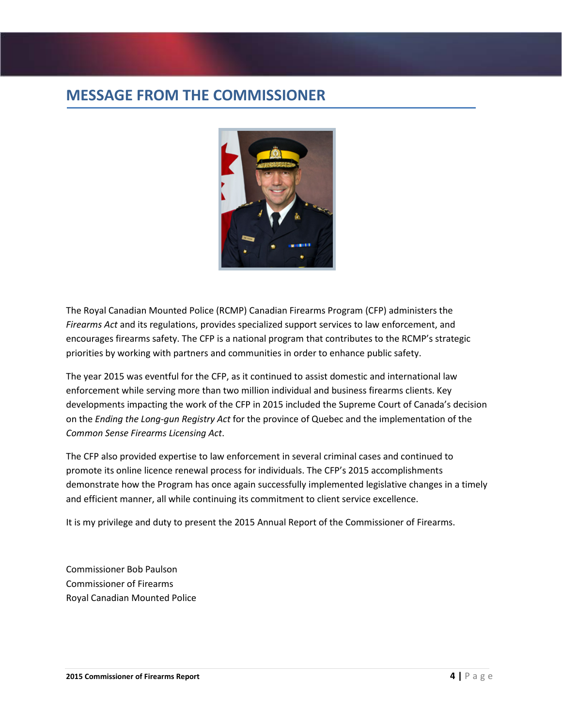# MESSAGE FROM THE COMMISSIONER

The Royal Canadian Mounted Police (RCMP) Canadian Firearms Program (CFP) administers the *Firearms Act* and its regulations, provides specialized support services to law enforcement, and encourages firearms safety. The CFP is a national program that contributes to the RCMP's strategic priorities by working with partners and communities in order to enhance public safety.

The year 2015 was eventful for the CFP, as it continued to assist domestic and international law enforcement while serving more than two million individual and business firearms clients. Key developments impacting the work of the CFP in 2015 included the Supreme Court of Canada's decision on the *Ending the Long-gun Registry Act* for the province of Quebec and the implementation of the *Common Sense Firearms Licensing Act*.

The CFP also provided expertise to law enforcement in several criminal cases and continued to promote its online licence renewal process for individuals. The CFP's 2015 accomplishments demonstrate how the Program has once again successfully implemented legislative changes in a timely and efficient manner, all while continuing its commitment to client service excellence.

It is my privilege and duty to present the 2015 Annual Report of the Commissioner of Firearms.

Commissioner Bob Paulson
Commissioner of Firearms
Royal Canadian Mounted Police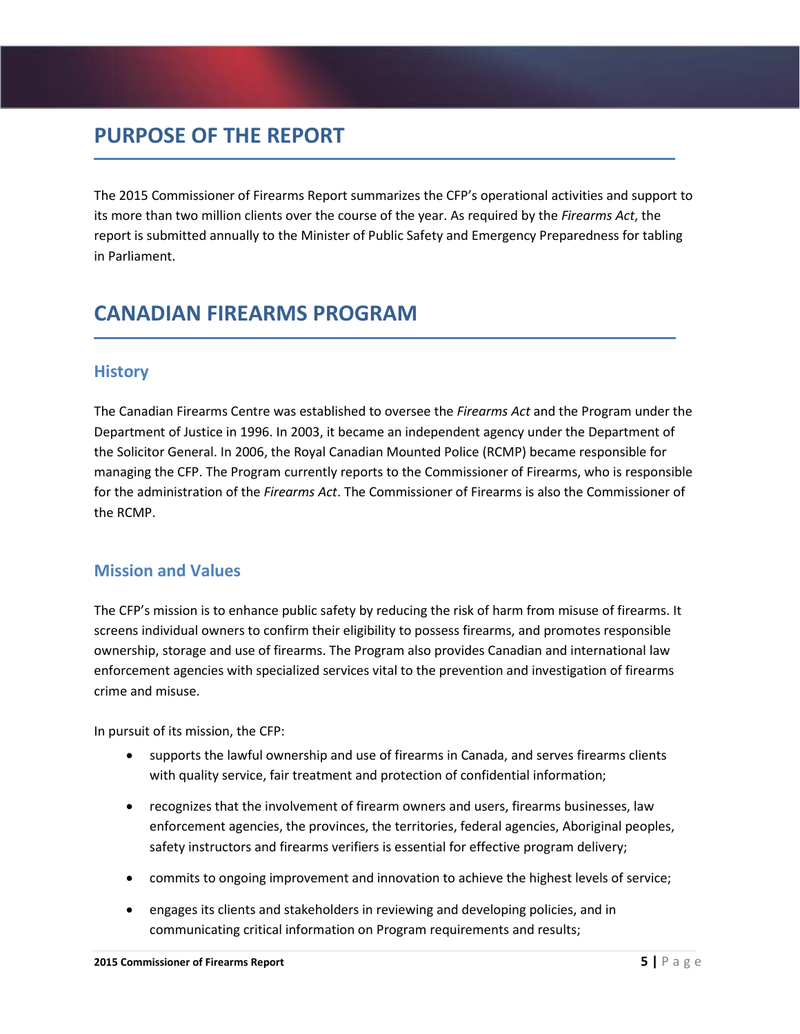# PURPOSE OF THE REPORT

The 2015 Commissioner of Firearms Report summarizes the CFP's operational activities and support to its more than two million clients over the course of the year. As required by the *Firearms Act*, the report is submitted annually to the Minister of Public Safety and Emergency Preparedness for tabling in Parliament.

# CANADIAN FIREARMS PROGRAM

## History

The Canadian Firearms Centre was established to oversee the *Firearms Act* and the Program under the Department of Justice in 1996. In 2003, it became an independent agency under the Department of the Solicitor General. In 2006, the Royal Canadian Mounted Police (RCMP) became responsible for managing the CFP. The Program currently reports to the Commissioner of Firearms, who is responsible for the administration of the *Firearms Act*. The Commissioner of Firearms is also the Commissioner of the RCMP.

## Mission and Values

The CFP's mission is to enhance public safety by reducing the risk of harm from misuse of firearms. It screens individual owners to confirm their eligibility to possess firearms, and promotes responsible ownership, storage and use of firearms. The Program also provides Canadian and international law enforcement agencies with specialized services vital to the prevention and investigation of firearms crime and misuse.

In pursuit of its mission, the CFP:

- supports the lawful ownership and use of firearms in Canada, and serves firearms clients with quality service, fair treatment and protection of confidential information;
- recognizes that the involvement of firearm owners and users, firearms businesses, law enforcement agencies, the provinces, the territories, federal agencies, Aboriginal peoples, safety instructors and firearms verifiers is essential for effective program delivery;
- commits to ongoing improvement and innovation to achieve the highest levels of service;
- engages its clients and stakeholders in reviewing and developing policies, and in communicating critical information on Program requirements and results;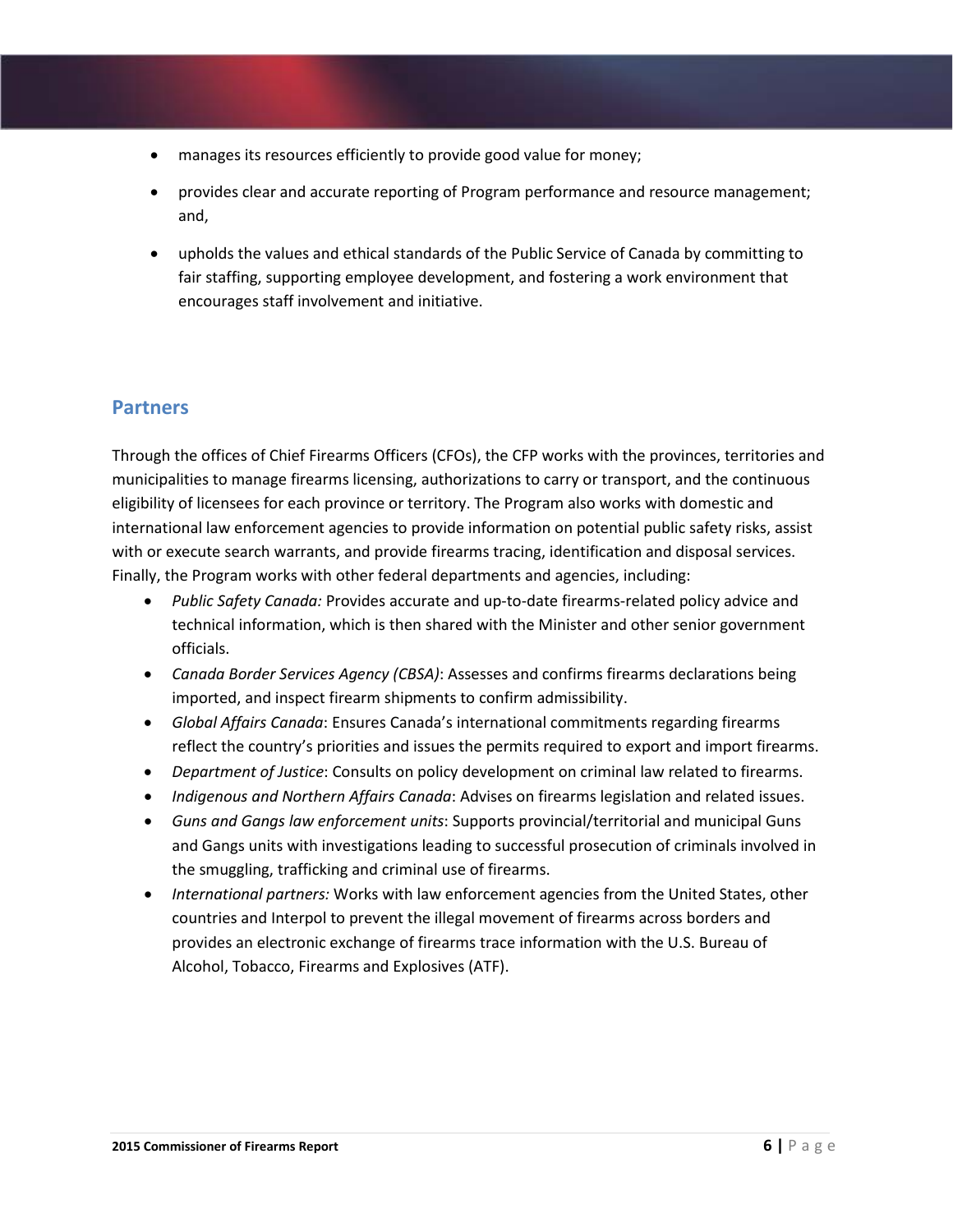- manages its resources efficiently to provide good value for money;
- provides clear and accurate reporting of Program performance and resource management; and,
- upholds the values and ethical standards of the Public Service of Canada by committing to fair staffing, supporting employee development, and fostering a work environment that encourages staff involvement and initiative.

## Partners

Through the offices of Chief Firearms Officers (CFOs), the CFP works with the provinces, territories and municipalities to manage firearms licensing, authorizations to carry or transport, and the continuous eligibility of licensees for each province or territory. The Program also works with domestic and international law enforcement agencies to provide information on potential public safety risks, assist with or execute search warrants, and provide firearms tracing, identification and disposal services. Finally, the Program works with other federal departments and agencies, including:

- *Public Safety Canada:* Provides accurate and up-to-date firearms-related policy advice and technical information, which is then shared with the Minister and other senior government officials.
- *Canada Border Services Agency (CBSA)*: Assesses and confirms firearms declarations being imported, and inspect firearm shipments to confirm admissibility.
- *Global Affairs Canada*: Ensures Canada's international commitments regarding firearms reflect the country's priorities and issues the permits required to export and import firearms.
- *Department of Justice*: Consults on policy development on criminal law related to firearms.
- *Indigenous and Northern Affairs Canada*: Advises on firearms legislation and related issues.
- *Guns and Gangs law enforcement units*: Supports provincial/territorial and municipal Guns and Gangs units with investigations leading to successful prosecution of criminals involved in the smuggling, trafficking and criminal use of firearms.
- *International partners:* Works with law enforcement agencies from the United States, other countries and Interpol to prevent the illegal movement of firearms across borders and provides an electronic exchange of firearms trace information with the U.S. Bureau of Alcohol, Tobacco, Firearms and Explosives (ATF).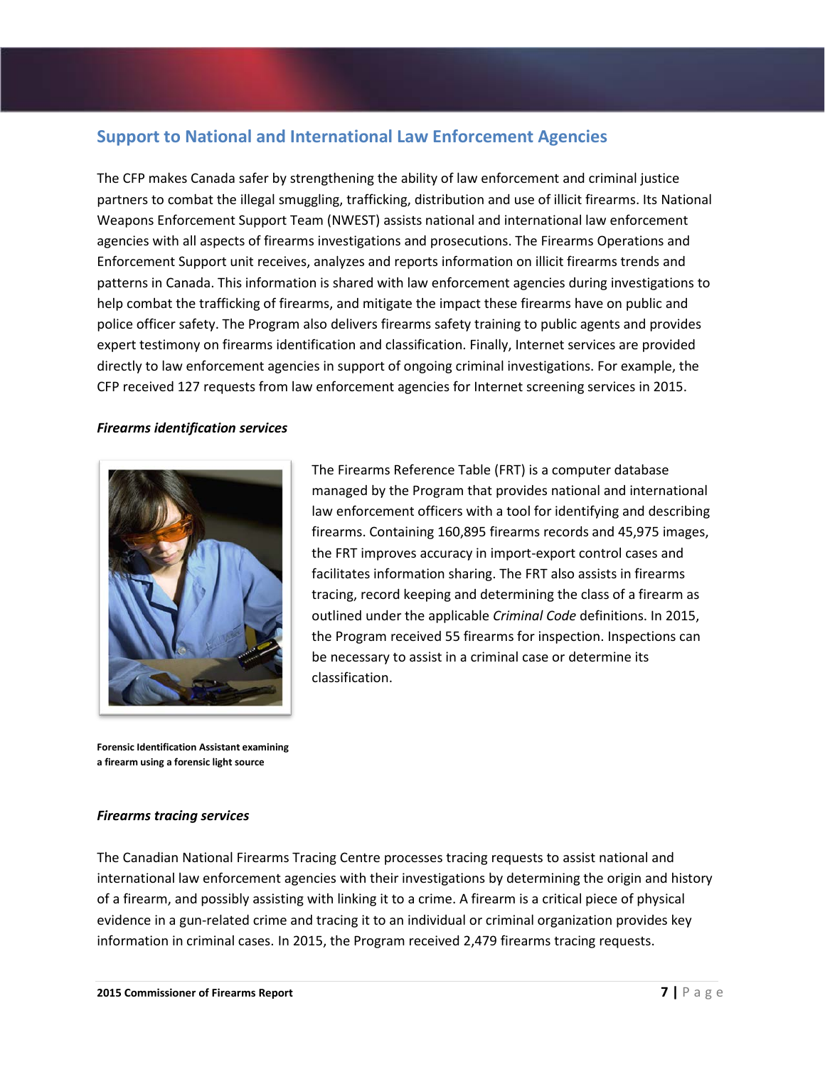## Support to National and International Law Enforcement Agencies

The CFP makes Canada safer by strengthening the ability of law enforcement and criminal justice partners to combat the illegal smuggling, trafficking, distribution and use of illicit firearms. Its National Weapons Enforcement Support Team (NWEST) assists national and international law enforcement agencies with all aspects of firearms investigations and prosecutions. The Firearms Operations and Enforcement Support unit receives, analyzes and reports information on illicit firearms trends and patterns in Canada. This information is shared with law enforcement agencies during investigations to help combat the trafficking of firearms, and mitigate the impact these firearms have on public and police officer safety. The Program also delivers firearms safety training to public agents and provides expert testimony on firearms identification and classification. Finally, Internet services are provided directly to law enforcement agencies in support of ongoing criminal investigations. For example, the CFP received 127 requests from law enforcement agencies for Internet screening services in 2015.

### *Firearms identification services*

The Firearms Reference Table (FRT) is a computer database managed by the Program that provides national and international law enforcement officers with a tool for identifying and describing firearms. Containing 160,895 firearms records and 45,975 images, the FRT improves accuracy in import-export control cases and facilitates information sharing. The FRT also assists in firearms tracing, record keeping and determining the class of a firearm as outlined under the applicable *Criminal Code* definitions. In 2015, the Program received 55 firearms for inspection. Inspections can be necessary to assist in a criminal case or determine its classification.

**Forensic Identification Assistant examining a firearm using a forensic light source**

### *Firearms tracing services*

The Canadian National Firearms Tracing Centre processes tracing requests to assist national and international law enforcement agencies with their investigations by determining the origin and history of a firearm, and possibly assisting with linking it to a crime. A firearm is a critical piece of physical evidence in a gun-related crime and tracing it to an individual or criminal organization provides key information in criminal cases. In 2015, the Program received 2,479 firearms tracing requests.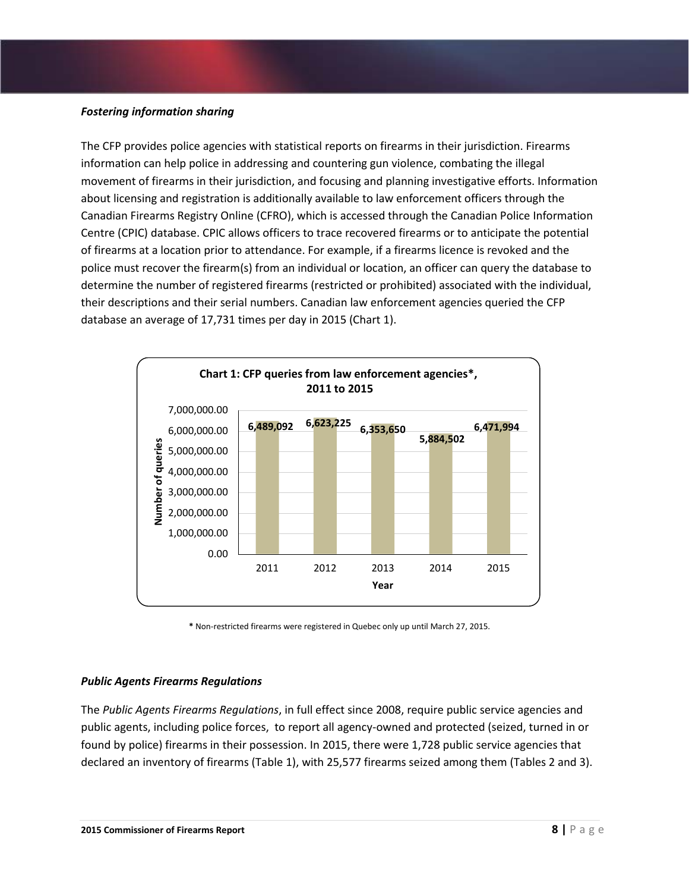### *Fostering information sharing*

The CFP provides police agencies with statistical reports on firearms in their jurisdiction. Firearms information can help police in addressing and countering gun violence, combating the illegal movement of firearms in their jurisdiction, and focusing and planning investigative efforts. Information about licensing and registration is additionally available to law enforcement officers through the Canadian Firearms Registry Online (CFRO), which is accessed through the Canadian Police Information Centre (CPIC) database. CPIC allows officers to trace recovered firearms or to anticipate the potential of firearms at a location prior to attendance. For example, if a firearms licence is revoked and the police must recover the firearm(s) from an individual or location, an officer can query the database to determine the number of registered firearms (restricted or prohibited) associated with the individual, their descriptions and their serial numbers. Canadian law enforcement agencies queried the CFP database an average of 17,731 times per day in 2015 (Chart 1).

**Chart 1: CFP queries from law enforcement agencies*, 2011 to 2015**

| Year | Number of queries |
|---|---|
| 2011 | 6,489,092 |
| 2012 | 6,623,225 |
| 2013 | 6,353,650 |
| 2014 | 5,884,502 |
| 2015 | 6,471,994 |

**\*** Non-restricted firearms were registered in Quebec only up until March 27, 2015.

### *Public Agents Firearms Regulations*

The *Public Agents Firearms Regulations*, in full effect since 2008, require public service agencies and public agents, including police forces, to report all agency-owned and protected (seized, turned in or found by police) firearms in their possession. In 2015, there were 1,728 public service agencies that declared an inventory of firearms (Table 1), with 25,577 firearms seized among them (Tables 2 and 3).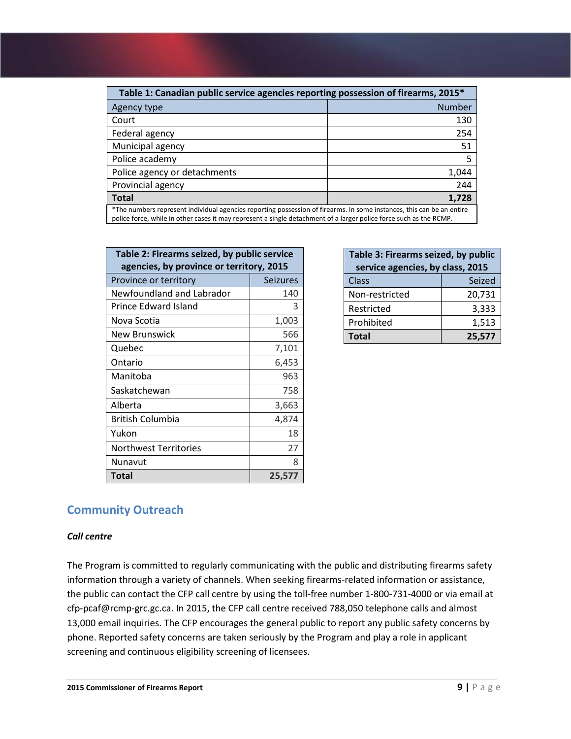| Table 1: Canadian public service agencies reporting possession of firearms, 2015* | |
|---|---|
| Agency type | Number |
| Court | 130 |
| Federal agency | 254 |
| Municipal agency | 51 |
| Police academy | 5 |
| Police agency or detachments | 1,044 |
| Provincial agency | 244 |
| **Total** | **1,728** |

*The numbers represent individual agencies reporting possession of firearms. In some instances, this can be an entire police force, while in other cases it may represent a single detachment of a larger police force such as the RCMP.

| Table 2: Firearms seized, by public service agencies, by province or territory, 2015 | |
|---|---|
| Province or territory | Seizures |
| Newfoundland and Labrador | 140 |
| Prince Edward Island | 3 |
| Nova Scotia | 1,003 |
| New Brunswick | 566 |
| Quebec | 7,101 |
| Ontario | 6,453 |
| Manitoba | 963 |
| Saskatchewan | 758 |
| Alberta | 3,663 |
| British Columbia | 4,874 |
| Yukon | 18 |
| Northwest Territories | 27 |
| Nunavut | 8 |
| **Total** | **25,577** |

| Table 3: Firearms seized, by public service agencies, by class, 2015 | |
|---|---|
| Class | Seized |
| Non-restricted | 20,731 |
| Restricted | 3,333 |
| Prohibited | 1,513 |
| **Total** | **25,577** |

## Community Outreach

***Call centre***

The Program is committed to regularly communicating with the public and distributing firearms safety information through a variety of channels. When seeking firearms-related information or assistance, the public can contact the CFP call centre by using the toll-free number 1-800-731-4000 or via email at cfp-pcaf@rcmp-grc.gc.ca. In 2015, the CFP call centre received 788,050 telephone calls and almost 13,000 email inquiries. The CFP encourages the general public to report any public safety concerns by phone. Reported safety concerns are taken seriously by the Program and play a role in applicant screening and continuous eligibility screening of licensees.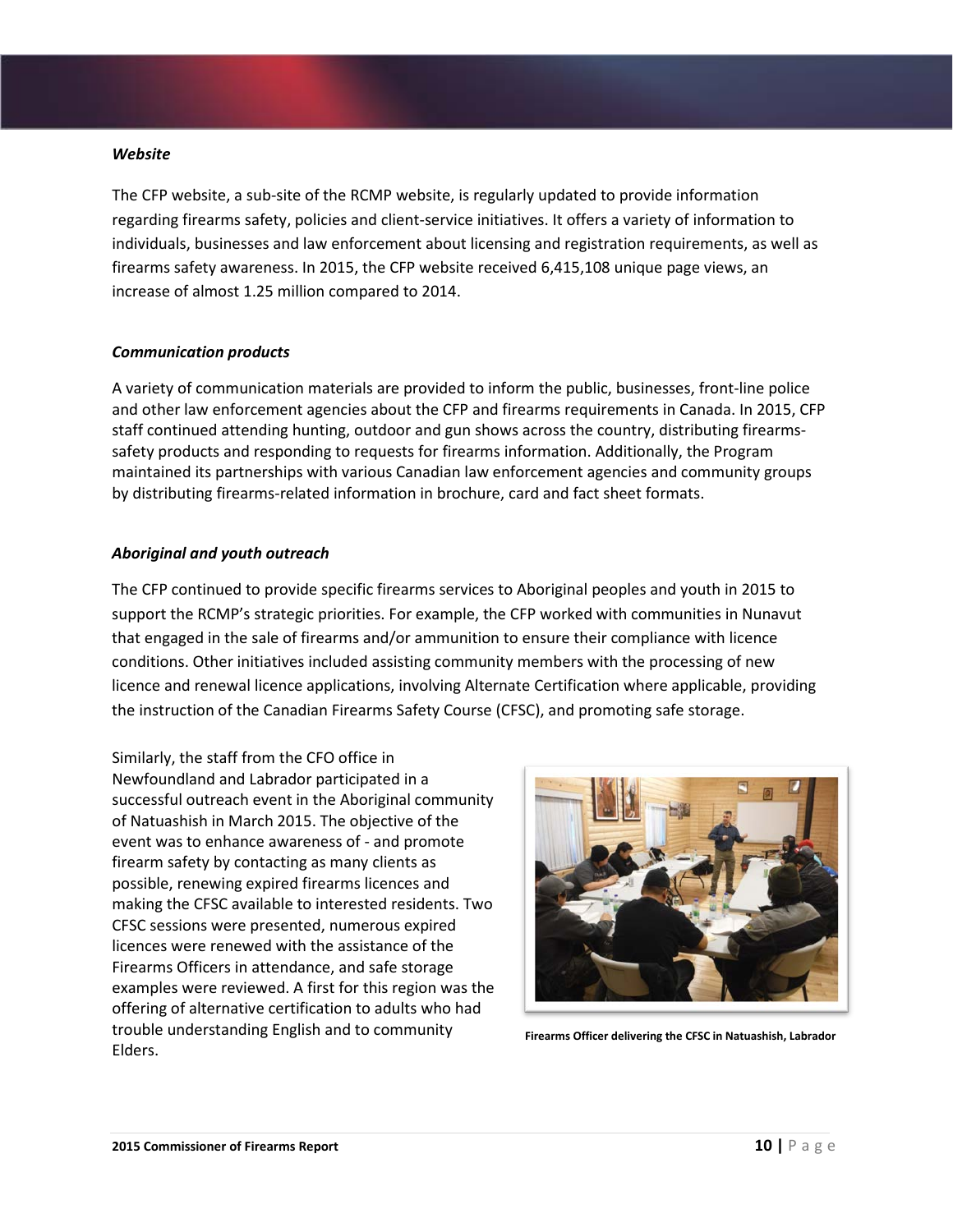***Website***

The CFP website, a sub-site of the RCMP website, is regularly updated to provide information regarding firearms safety, policies and client-service initiatives. It offers a variety of information to individuals, businesses and law enforcement about licensing and registration requirements, as well as firearms safety awareness. In 2015, the CFP website received 6,415,108 unique page views, an increase of almost 1.25 million compared to 2014.

***Communication products***

A variety of communication materials are provided to inform the public, businesses, front-line police and other law enforcement agencies about the CFP and firearms requirements in Canada. In 2015, CFP staff continued attending hunting, outdoor and gun shows across the country, distributing firearms-safety products and responding to requests for firearms information. Additionally, the Program maintained its partnerships with various Canadian law enforcement agencies and community groups by distributing firearms-related information in brochure, card and fact sheet formats.

***Aboriginal and youth outreach***

The CFP continued to provide specific firearms services to Aboriginal peoples and youth in 2015 to support the RCMP's strategic priorities. For example, the CFP worked with communities in Nunavut that engaged in the sale of firearms and/or ammunition to ensure their compliance with licence conditions. Other initiatives included assisting community members with the processing of new licence and renewal licence applications, involving Alternate Certification where applicable, providing the instruction of the Canadian Firearms Safety Course (CFSC), and promoting safe storage.

Similarly, the staff from the CFO office in Newfoundland and Labrador participated in a successful outreach event in the Aboriginal community of Natuashish in March 2015. The objective of the event was to enhance awareness of - and promote firearm safety by contacting as many clients as possible, renewing expired firearms licences and making the CFSC available to interested residents. Two CFSC sessions were presented, numerous expired licences were renewed with the assistance of the Firearms Officers in attendance, and safe storage examples were reviewed. A first for this region was the offering of alternative certification to adults who had trouble understanding English and to community Elders.

**Firearms Officer delivering the CFSC in Natuashish, Labrador**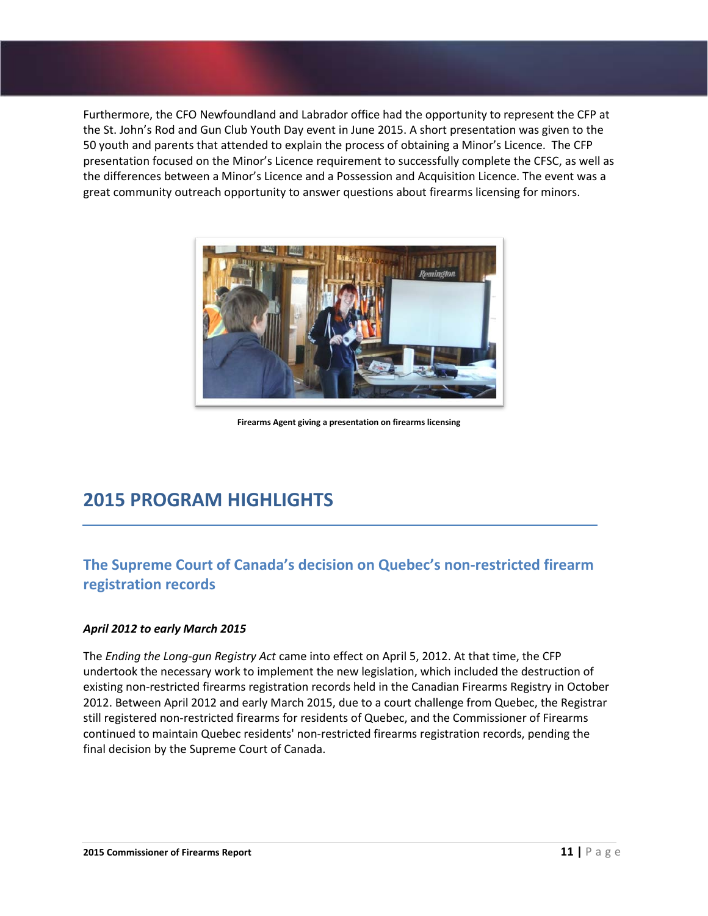Furthermore, the CFO Newfoundland and Labrador office had the opportunity to represent the CFP at the St. John's Rod and Gun Club Youth Day event in June 2015. A short presentation was given to the 50 youth and parents that attended to explain the process of obtaining a Minor's Licence. The CFP presentation focused on the Minor's Licence requirement to successfully complete the CFSC, as well as the differences between a Minor's Licence and a Possession and Acquisition Licence. The event was a great community outreach opportunity to answer questions about firearms licensing for minors.

**Firearms Agent giving a presentation on firearms licensing**

# 2015 PROGRAM HIGHLIGHTS

## The Supreme Court of Canada's decision on Quebec's non-restricted firearm registration records

***April 2012 to early March 2015***

The *Ending the Long-gun Registry Act* came into effect on April 5, 2012. At that time, the CFP undertook the necessary work to implement the new legislation, which included the destruction of existing non-restricted firearms registration records held in the Canadian Firearms Registry in October 2012. Between April 2012 and early March 2015, due to a court challenge from Quebec, the Registrar still registered non-restricted firearms for residents of Quebec, and the Commissioner of Firearms continued to maintain Quebec residents' non-restricted firearms registration records, pending the final decision by the Supreme Court of Canada.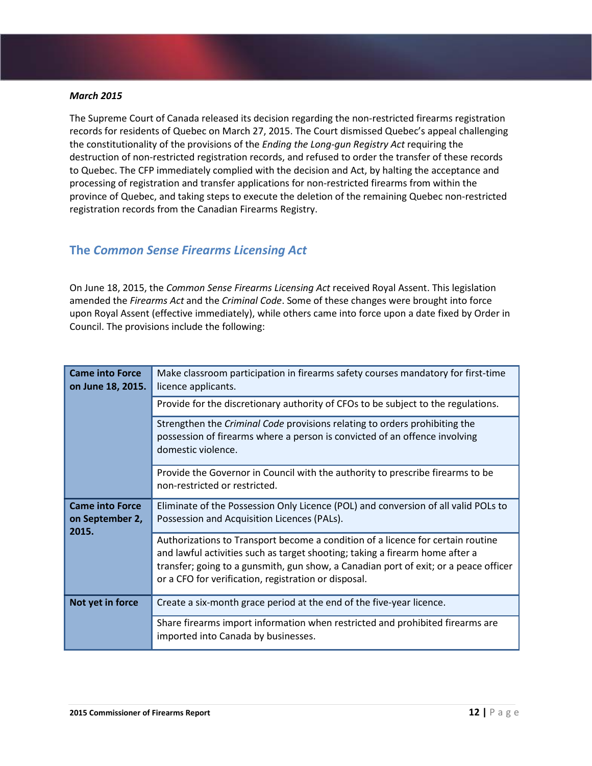***March 2015***

The Supreme Court of Canada released its decision regarding the non-restricted firearms registration records for residents of Quebec on March 27, 2015. The Court dismissed Quebec's appeal challenging the constitutionality of the provisions of the *Ending the Long-gun Registry Act* requiring the destruction of non-restricted registration records, and refused to order the transfer of these records to Quebec. The CFP immediately complied with the decision and Act, by halting the acceptance and processing of registration and transfer applications for non-restricted firearms from within the province of Quebec, and taking steps to execute the deletion of the remaining Quebec non-restricted registration records from the Canadian Firearms Registry.

## The *Common Sense Firearms Licensing Act*

On June 18, 2015, the *Common Sense Firearms Licensing Act* received Royal Assent. This legislation amended the *Firearms Act* and the *Criminal Code*. Some of these changes were brought into force upon Royal Assent (effective immediately), while others came into force upon a date fixed by Order in Council. The provisions include the following:

| | |
|---|---|
| **Came into Force on June 18, 2015.** | Make classroom participation in firearms safety courses mandatory for first-time licence applicants. |
| | Provide for the discretionary authority of CFOs to be subject to the regulations. |
| | Strengthen the *Criminal Code* provisions relating to orders prohibiting the possession of firearms where a person is convicted of an offence involving domestic violence. |
| | Provide the Governor in Council with the authority to prescribe firearms to be non-restricted or restricted. |
| **Came into Force on September 2, 2015.** | Eliminate of the Possession Only Licence (POL) and conversion of all valid POLs to Possession and Acquisition Licences (PALs). |
| | Authorizations to Transport become a condition of a licence for certain routine and lawful activities such as target shooting; taking a firearm home after a transfer; going to a gunsmith, gun show, a Canadian port of exit; or a peace officer or a CFO for verification, registration or disposal. |
| **Not yet in force** | Create a six-month grace period at the end of the five-year licence. |
| | Share firearms import information when restricted and prohibited firearms are imported into Canada by businesses. |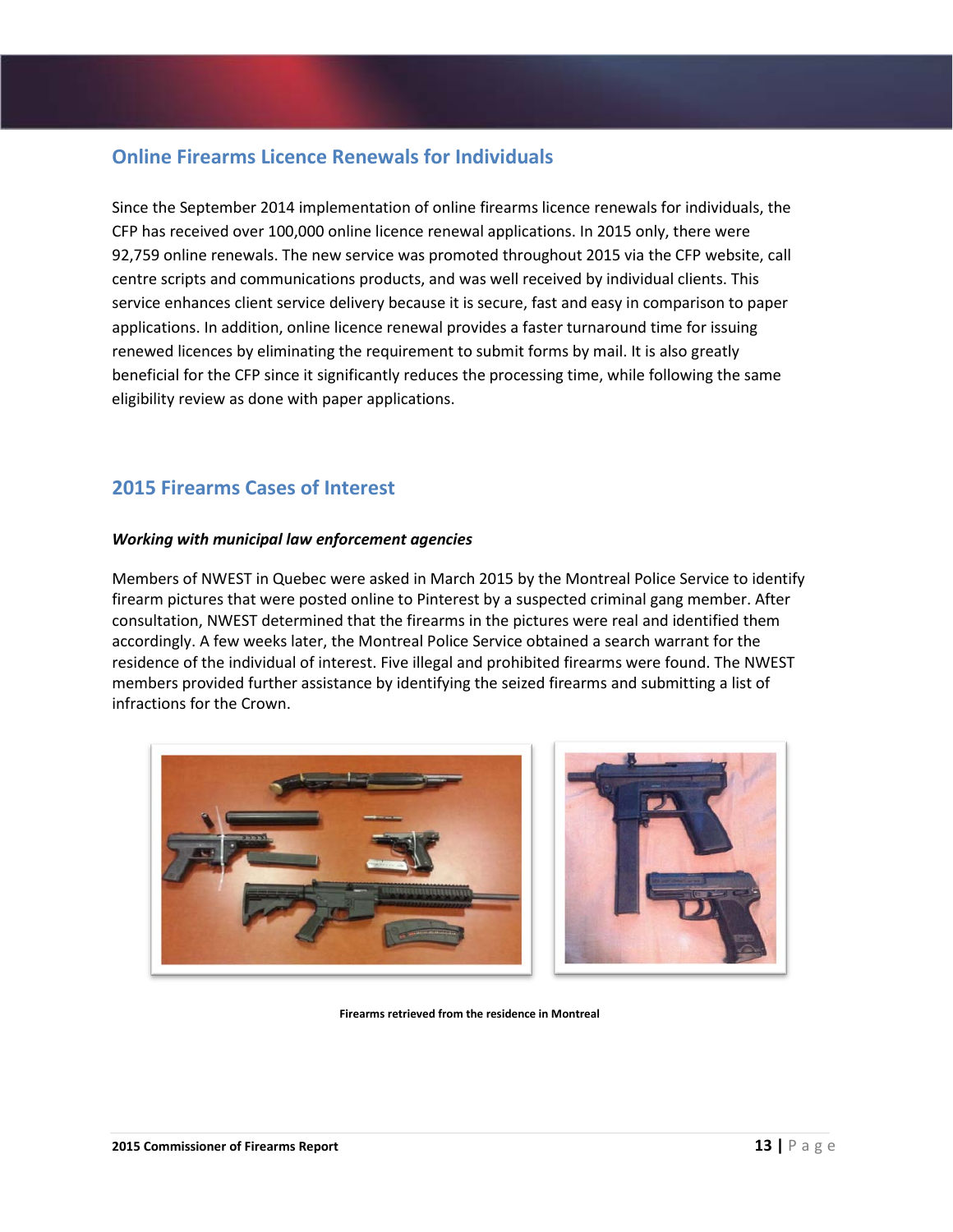## Online Firearms Licence Renewals for Individuals

Since the September 2014 implementation of online firearms licence renewals for individuals, the CFP has received over 100,000 online licence renewal applications. In 2015 only, there were 92,759 online renewals. The new service was promoted throughout 2015 via the CFP website, call centre scripts and communications products, and was well received by individual clients. This service enhances client service delivery because it is secure, fast and easy in comparison to paper applications. In addition, online licence renewal provides a faster turnaround time for issuing renewed licences by eliminating the requirement to submit forms by mail. It is also greatly beneficial for the CFP since it significantly reduces the processing time, while following the same eligibility review as done with paper applications.

## 2015 Firearms Cases of Interest

***Working with municipal law enforcement agencies***

Members of NWEST in Quebec were asked in March 2015 by the Montreal Police Service to identify firearm pictures that were posted online to Pinterest by a suspected criminal gang member. After consultation, NWEST determined that the firearms in the pictures were real and identified them accordingly. A few weeks later, the Montreal Police Service obtained a search warrant for the residence of the individual of interest. Five illegal and prohibited firearms were found. The NWEST members provided further assistance by identifying the seized firearms and submitting a list of infractions for the Crown.

**Firearms retrieved from the residence in Montreal**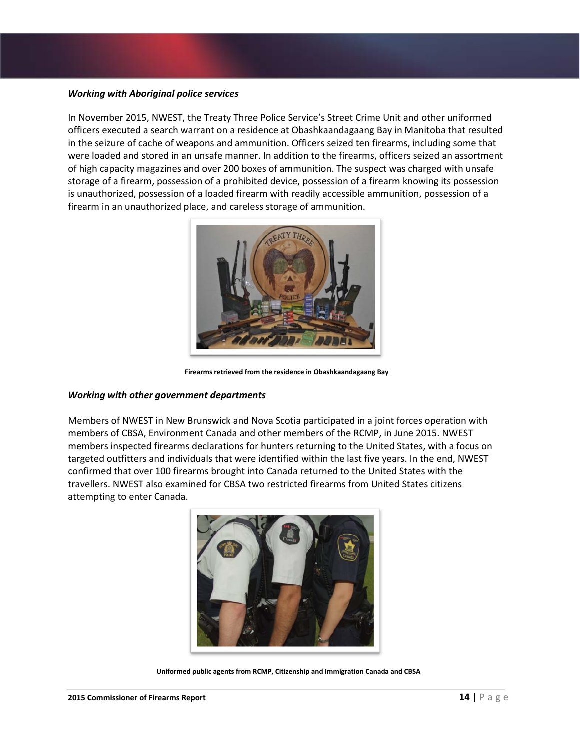### *Working with Aboriginal police services*

In November 2015, NWEST, the Treaty Three Police Service's Street Crime Unit and other uniformed officers executed a search warrant on a residence at Obashkaandagaang Bay in Manitoba that resulted in the seizure of cache of weapons and ammunition. Officers seized ten firearms, including some that were loaded and stored in an unsafe manner. In addition to the firearms, officers seized an assortment of high capacity magazines and over 200 boxes of ammunition. The suspect was charged with unsafe storage of a firearm, possession of a prohibited device, possession of a firearm knowing its possession is unauthorized, possession of a loaded firearm with readily accessible ammunition, possession of a firearm in an unauthorized place, and careless storage of ammunition.

**Firearms retrieved from the residence in Obashkaandagaang Bay**

### *Working with other government departments*

Members of NWEST in New Brunswick and Nova Scotia participated in a joint forces operation with members of CBSA, Environment Canada and other members of the RCMP, in June 2015. NWEST members inspected firearms declarations for hunters returning to the United States, with a focus on targeted outfitters and individuals that were identified within the last five years. In the end, NWEST confirmed that over 100 firearms brought into Canada returned to the United States with the travellers. NWEST also examined for CBSA two restricted firearms from United States citizens attempting to enter Canada.

**Uniformed public agents from RCMP, Citizenship and Immigration Canada and CBSA**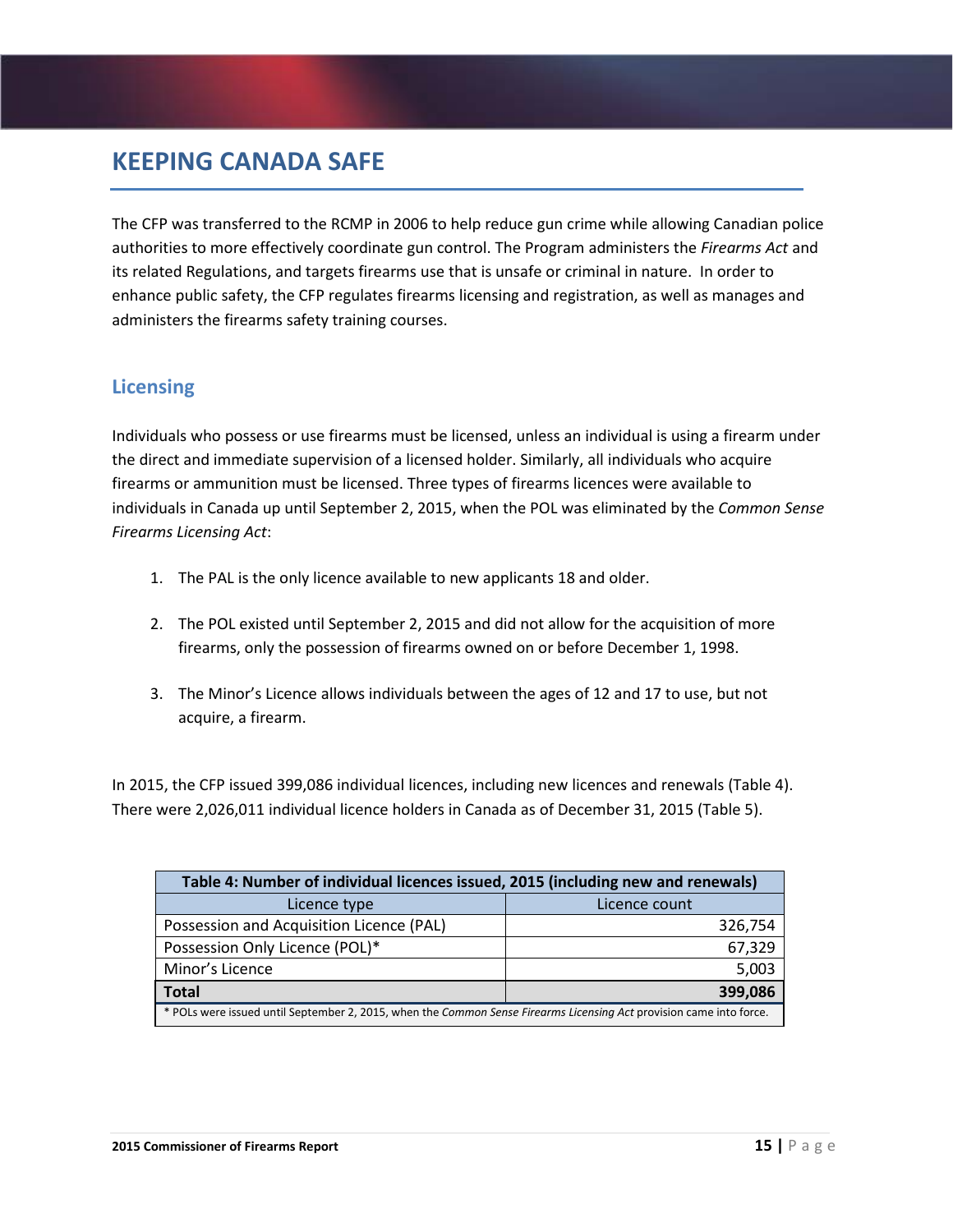# KEEPING CANADA SAFE

The CFP was transferred to the RCMP in 2006 to help reduce gun crime while allowing Canadian police authorities to more effectively coordinate gun control. The Program administers the *Firearms Act* and its related Regulations, and targets firearms use that is unsafe or criminal in nature. In order to enhance public safety, the CFP regulates firearms licensing and registration, as well as manages and administers the firearms safety training courses.

## Licensing

Individuals who possess or use firearms must be licensed, unless an individual is using a firearm under the direct and immediate supervision of a licensed holder. Similarly, all individuals who acquire firearms or ammunition must be licensed. Three types of firearms licences were available to individuals in Canada up until September 2, 2015, when the POL was eliminated by the *Common Sense Firearms Licensing Act*:

1. The PAL is the only licence available to new applicants 18 and older.
2. The POL existed until September 2, 2015 and did not allow for the acquisition of more firearms, only the possession of firearms owned on or before December 1, 1998.
3. The Minor's Licence allows individuals between the ages of 12 and 17 to use, but not acquire, a firearm.

In 2015, the CFP issued 399,086 individual licences, including new licences and renewals (Table 4). There were 2,026,011 individual licence holders in Canada as of December 31, 2015 (Table 5).

**Table 4: Number of individual licences issued, 2015 (including new and renewals)**

| Licence type | Licence count |
|---|---|
| Possession and Acquisition Licence (PAL) | 326,754 |
| Possession Only Licence (POL)* | 67,329 |
| Minor's Licence | 5,003 |
| **Total** | **399,086** |

\* POLs were issued until September 2, 2015, when the *Common Sense Firearms Licensing Act* provision came into force.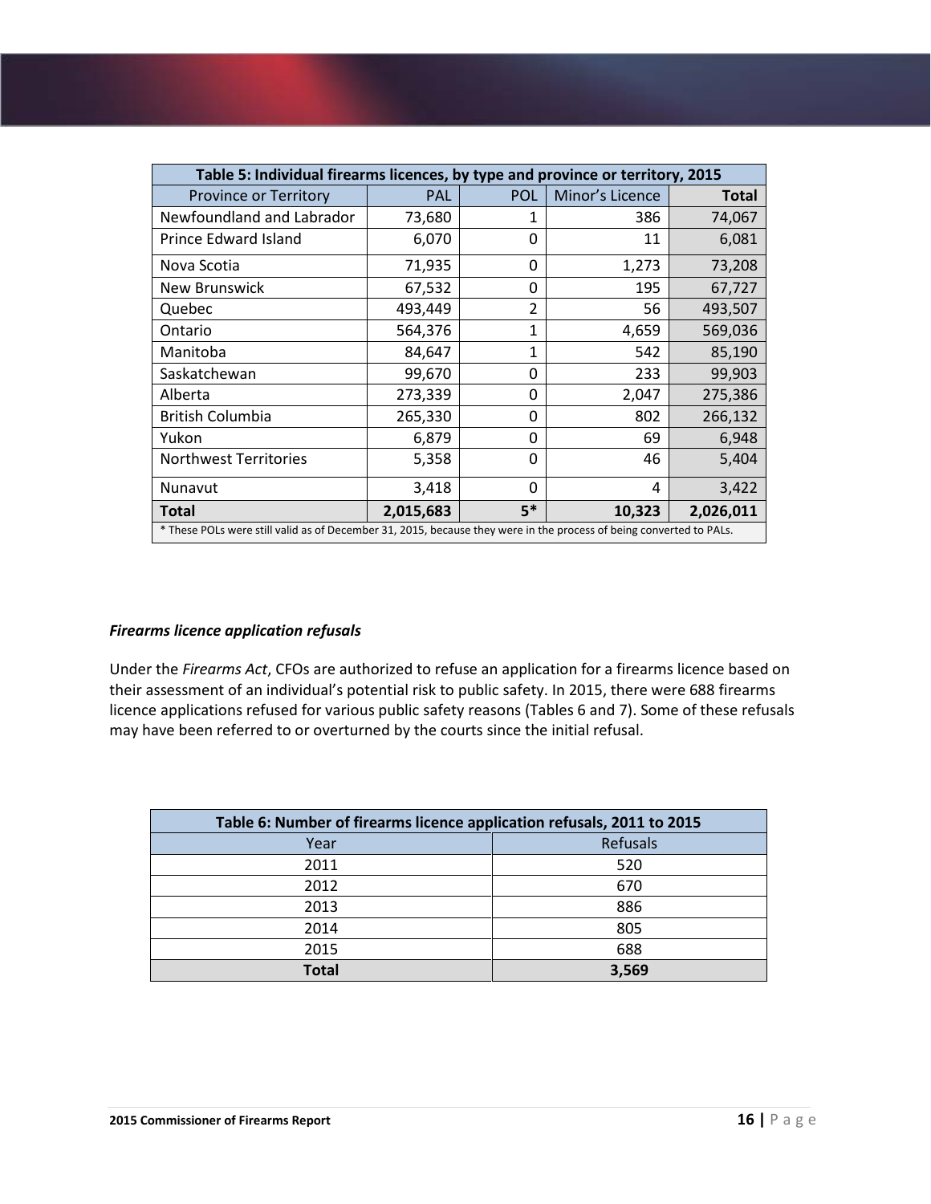| Table 5: Individual firearms licences, by type and province or territory, 2015 | | | | |
|---|---|---|---|---|
| Province or Territory | PAL | POL | Minor's Licence | **Total** |
| Newfoundland and Labrador | 73,680 | 1 | 386 | 74,067 |
| Prince Edward Island | 6,070 | 0 | 11 | 6,081 |
| Nova Scotia | 71,935 | 0 | 1,273 | 73,208 |
| New Brunswick | 67,532 | 0 | 195 | 67,727 |
| Quebec | 493,449 | 2 | 56 | 493,507 |
| Ontario | 564,376 | 1 | 4,659 | 569,036 |
| Manitoba | 84,647 | 1 | 542 | 85,190 |
| Saskatchewan | 99,670 | 0 | 233 | 99,903 |
| Alberta | 273,339 | 0 | 2,047 | 275,386 |
| British Columbia | 265,330 | 0 | 802 | 266,132 |
| Yukon | 6,879 | 0 | 69 | 6,948 |
| Northwest Territories | 5,358 | 0 | 46 | 5,404 |
| Nunavut | 3,418 | 0 | 4 | 3,422 |
| **Total** | **2,015,683** | **5*** | **10,323** | **2,026,011** |

* These POLs were still valid as of December 31, 2015, because they were in the process of being converted to PALs.

***Firearms licence application refusals***

Under the *Firearms Act*, CFOs are authorized to refuse an application for a firearms licence based on their assessment of an individual's potential risk to public safety. In 2015, there were 688 firearms licence applications refused for various public safety reasons (Tables 6 and 7). Some of these refusals may have been referred to or overturned by the courts since the initial refusal.

| Table 6: Number of firearms licence application refusals, 2011 to 2015 | |
|---|---|
| Year | Refusals |
| 2011 | 520 |
| 2012 | 670 |
| 2013 | 886 |
| 2014 | 805 |
| 2015 | 688 |
| **Total** | **3,569** |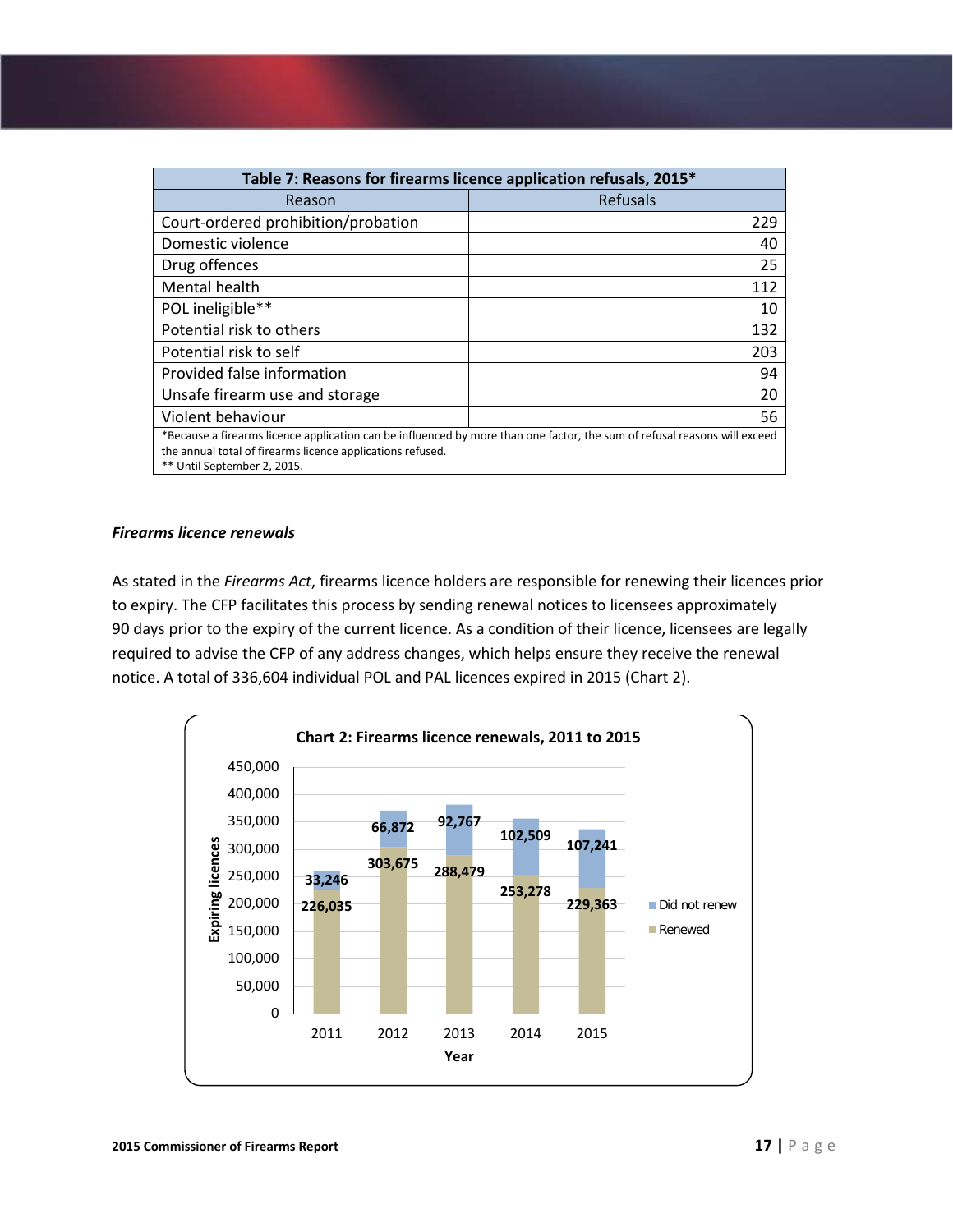| Table 7: Reasons for firearms licence application refusals, 2015* | |
|---|---|
| Reason | Refusals |
| Court-ordered prohibition/probation | 229 |
| Domestic violence | 40 |
| Drug offences | 25 |
| Mental health | 112 |
| POL ineligible** | 10 |
| Potential risk to others | 132 |
| Potential risk to self | 203 |
| Provided false information | 94 |
| Unsafe firearm use and storage | 20 |
| Violent behaviour | 56 |

*Because a firearms licence application can be influenced by more than one factor, the sum of refusal reasons will exceed the annual total of firearms licence applications refused.
** Until September 2, 2015.

### *Firearms licence renewals*

As stated in the *Firearms Act*, firearms licence holders are responsible for renewing their licences prior to expiry. The CFP facilitates this process by sending renewal notices to licensees approximately 90 days prior to the expiry of the current licence. As a condition of their licence, licensees are legally required to advise the CFP of any address changes, which helps ensure they receive the renewal notice. A total of 336,604 individual POL and PAL licences expired in 2015 (Chart 2).

Chart 2: Firearms licence renewals, 2011 to 2015

Expiring licences

450,000
400,000
350,000
300,000
250,000
200,000
150,000
100,000
50,000
0

2011: 33,246 / 226,035
2012: 66,872 / 303,675
2013: 92,767 / 288,479
2014: 102,509 / 253,278
2015: 107,241 / 229,363

Year

Did not renew
Renewed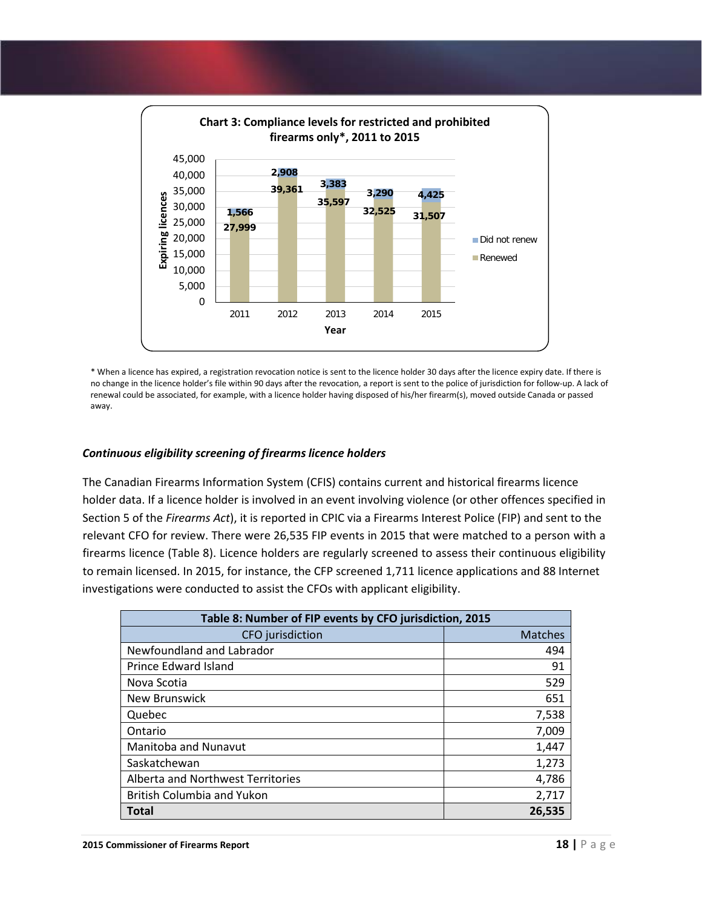**Chart 3: Compliance levels for restricted and prohibited firearms only*, 2011 to 2015**

Expiring licences

45,000
40,000
35,000
30,000
25,000
20,000
15,000
10,000
5,000
0

2011: 1,566 / 27,999
2012: 2,908 / 39,361
2013: 3,383 / 35,597
2014: 3,290 / 32,525
2015: 4,425 / 31,507

Year

Did not renew
Renewed

\* When a licence has expired, a registration revocation notice is sent to the licence holder 30 days after the licence expiry date. If there is no change in the licence holder's file within 90 days after the revocation, a report is sent to the police of jurisdiction for follow-up. A lack of renewal could be associated, for example, with a licence holder having disposed of his/her firearm(s), moved outside Canada or passed away.

### *Continuous eligibility screening of firearms licence holders*

The Canadian Firearms Information System (CFIS) contains current and historical firearms licence holder data. If a licence holder is involved in an event involving violence (or other offences specified in Section 5 of the *Firearms Act*), it is reported in CPIC via a Firearms Interest Police (FIP) and sent to the relevant CFO for review. There were 26,535 FIP events in 2015 that were matched to a person with a firearms licence (Table 8). Licence holders are regularly screened to assess their continuous eligibility to remain licensed. In 2015, for instance, the CFP screened 1,711 licence applications and 88 Internet investigations were conducted to assist the CFOs with applicant eligibility.

**Table 8: Number of FIP events by CFO jurisdiction, 2015**

| CFO jurisdiction | Matches |
|---|---:|
| Newfoundland and Labrador | 494 |
| Prince Edward Island | 91 |
| Nova Scotia | 529 |
| New Brunswick | 651 |
| Quebec | 7,538 |
| Ontario | 7,009 |
| Manitoba and Nunavut | 1,447 |
| Saskatchewan | 1,273 |
| Alberta and Northwest Territories | 4,786 |
| British Columbia and Yukon | 2,717 |
| **Total** | **26,535** |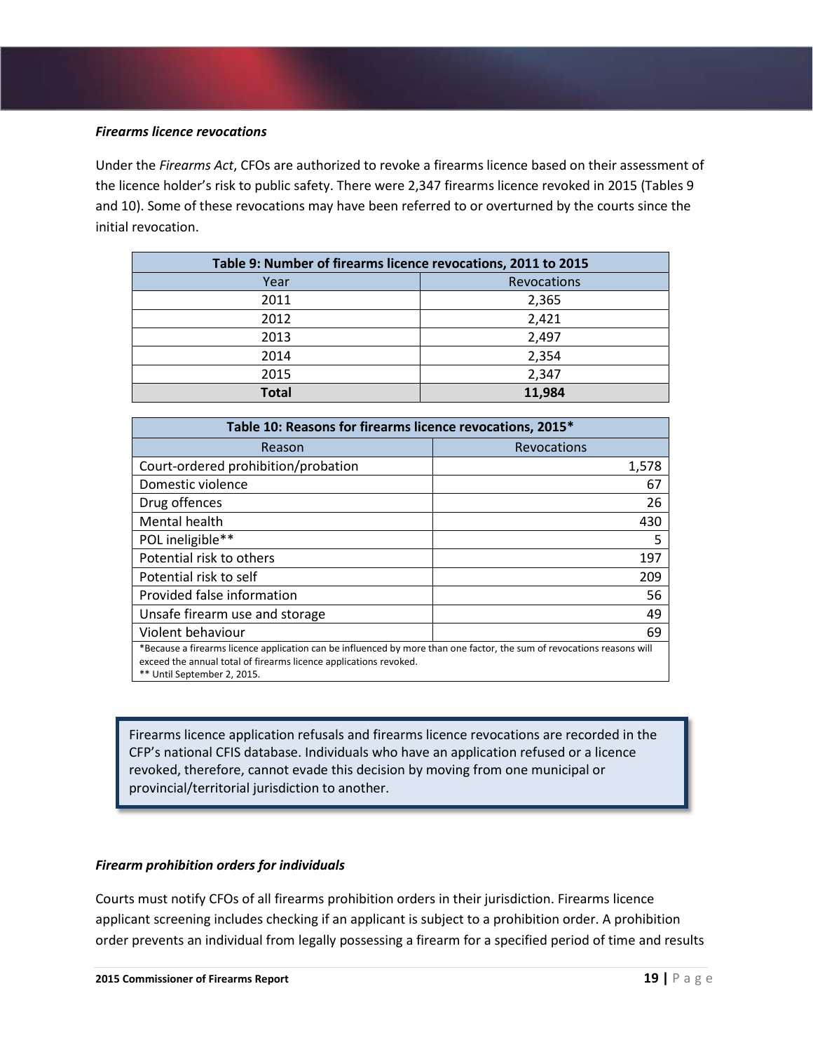***Firearms licence revocations***

Under the *Firearms Act*, CFOs are authorized to revoke a firearms licence based on their assessment of the licence holder's risk to public safety. There were 2,347 firearms licence revoked in 2015 (Tables 9 and 10). Some of these revocations may have been referred to or overturned by the courts since the initial revocation.

| Table 9: Number of firearms licence revocations, 2011 to 2015 | |
|---|---|
| Year | Revocations |
| 2011 | 2,365 |
| 2012 | 2,421 |
| 2013 | 2,497 |
| 2014 | 2,354 |
| 2015 | 2,347 |
| **Total** | **11,984** |

| Table 10: Reasons for firearms licence revocations, 2015* | |
|---|---|
| Reason | Revocations |
| Court-ordered prohibition/probation | 1,578 |
| Domestic violence | 67 |
| Drug offences | 26 |
| Mental health | 430 |
| POL ineligible** | 5 |
| Potential risk to others | 197 |
| Potential risk to self | 209 |
| Provided false information | 56 |
| Unsafe firearm use and storage | 49 |
| Violent behaviour | 69 |

*Because a firearms licence application can be influenced by more than one factor, the sum of revocations reasons will exceed the annual total of firearms licence applications revoked.
** Until September 2, 2015.

Firearms licence application refusals and firearms licence revocations are recorded in the CFP's national CFIS database. Individuals who have an application refused or a licence revoked, therefore, cannot evade this decision by moving from one municipal or provincial/territorial jurisdiction to another.

***Firearm prohibition orders for individuals***

Courts must notify CFOs of all firearms prohibition orders in their jurisdiction. Firearms licence applicant screening includes checking if an applicant is subject to a prohibition order. A prohibition order prevents an individual from legally possessing a firearm for a specified period of time and results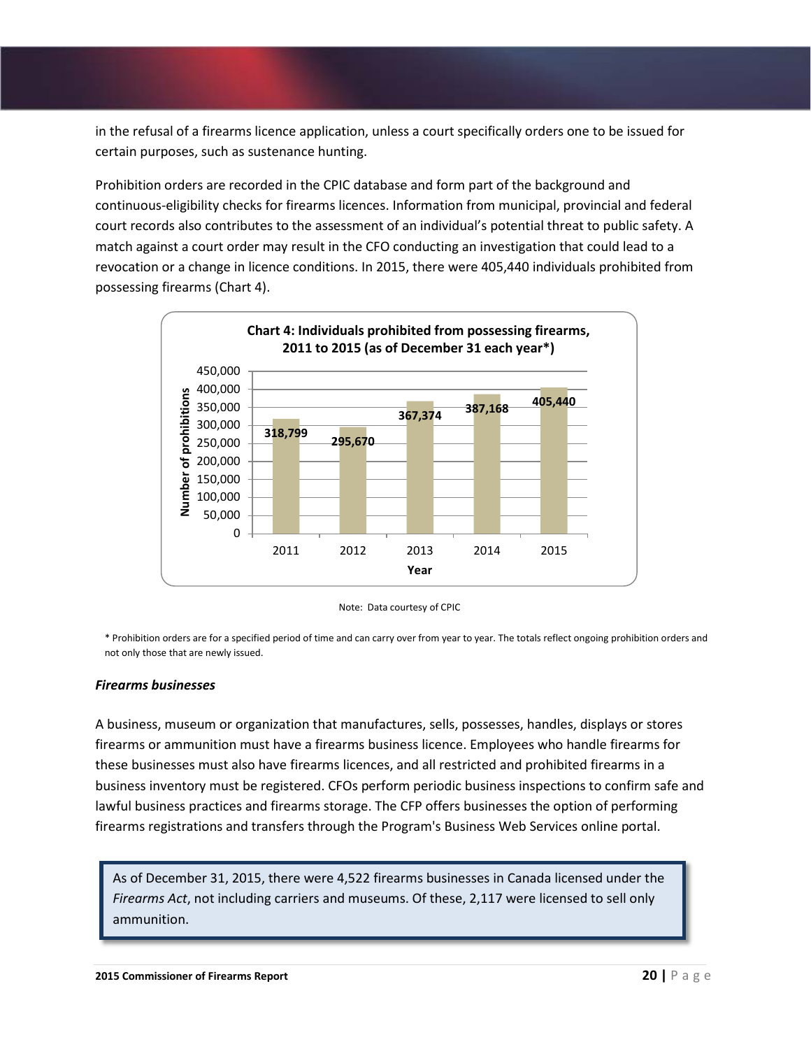in the refusal of a firearms licence application, unless a court specifically orders one to be issued for certain purposes, such as sustenance hunting.

Prohibition orders are recorded in the CPIC database and form part of the background and continuous-eligibility checks for firearms licences. Information from municipal, provincial and federal court records also contributes to the assessment of an individual's potential threat to public safety. A match against a court order may result in the CFO conducting an investigation that could lead to a revocation or a change in licence conditions. In 2015, there were 405,440 individuals prohibited from possessing firearms (Chart 4).

**Chart 4: Individuals prohibited from possessing firearms, 2011 to 2015 (as of December 31 each year*)**

Number of prohibitions

450,000
400,000
350,000
300,000
250,000
200,000
150,000
100,000
50,000
0

318,799
295,670
367,374
387,168
405,440

2011
2012
2013
2014
2015

Year

Note: Data courtesy of CPIC

* Prohibition orders are for a specified period of time and can carry over from year to year. The totals reflect ongoing prohibition orders and not only those that are newly issued.

### *Firearms businesses*

A business, museum or organization that manufactures, sells, possesses, handles, displays or stores firearms or ammunition must have a firearms business licence. Employees who handle firearms for these businesses must also have firearms licences, and all restricted and prohibited firearms in a business inventory must be registered. CFOs perform periodic business inspections to confirm safe and lawful business practices and firearms storage. The CFP offers businesses the option of performing firearms registrations and transfers through the Program's Business Web Services online portal.

As of December 31, 2015, there were 4,522 firearms businesses in Canada licensed under the *Firearms Act*, not including carriers and museums. Of these, 2,117 were licensed to sell only ammunition.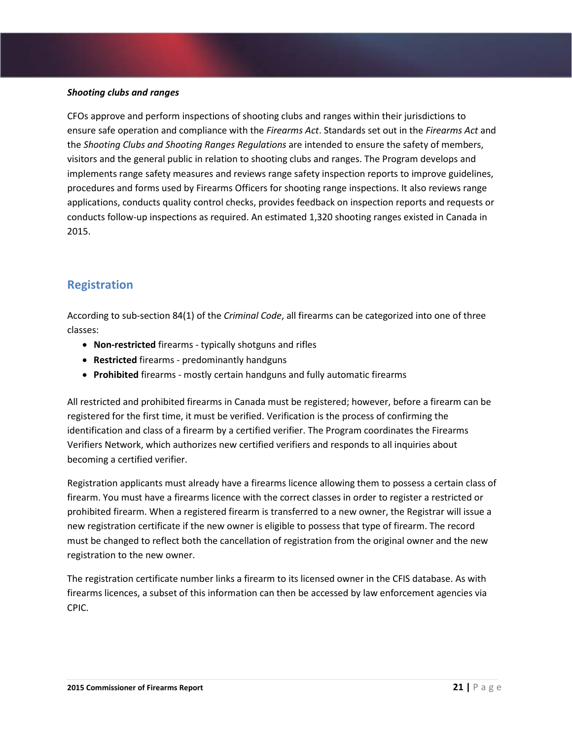***Shooting clubs and ranges***

CFOs approve and perform inspections of shooting clubs and ranges within their jurisdictions to ensure safe operation and compliance with the *Firearms Act*. Standards set out in the *Firearms Act* and the *Shooting Clubs and Shooting Ranges Regulations* are intended to ensure the safety of members, visitors and the general public in relation to shooting clubs and ranges. The Program develops and implements range safety measures and reviews range safety inspection reports to improve guidelines, procedures and forms used by Firearms Officers for shooting range inspections. It also reviews range applications, conducts quality control checks, provides feedback on inspection reports and requests or conducts follow-up inspections as required. An estimated 1,320 shooting ranges existed in Canada in 2015.

## Registration

According to sub-section 84(1) of the *Criminal Code*, all firearms can be categorized into one of three classes:

- **Non-restricted** firearms - typically shotguns and rifles
- **Restricted** firearms - predominantly handguns
- **Prohibited** firearms - mostly certain handguns and fully automatic firearms

All restricted and prohibited firearms in Canada must be registered; however, before a firearm can be registered for the first time, it must be verified. Verification is the process of confirming the identification and class of a firearm by a certified verifier. The Program coordinates the Firearms Verifiers Network, which authorizes new certified verifiers and responds to all inquiries about becoming a certified verifier.

Registration applicants must already have a firearms licence allowing them to possess a certain class of firearm. You must have a firearms licence with the correct classes in order to register a restricted or prohibited firearm. When a registered firearm is transferred to a new owner, the Registrar will issue a new registration certificate if the new owner is eligible to possess that type of firearm. The record must be changed to reflect both the cancellation of registration from the original owner and the new registration to the new owner.

The registration certificate number links a firearm to its licensed owner in the CFIS database. As with firearms licences, a subset of this information can then be accessed by law enforcement agencies via CPIC.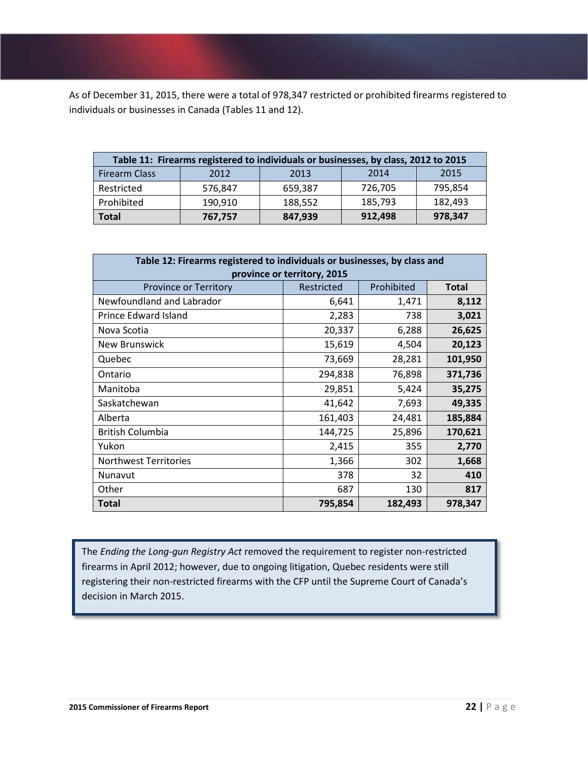As of December 31, 2015, there were a total of 978,347 restricted or prohibited firearms registered to individuals or businesses in Canada (Tables 11 and 12).

**Table 11: Firearms registered to individuals or businesses, by class, 2012 to 2015**

| Firearm Class | 2012 | 2013 | 2014 | 2015 |
|---|---|---|---|---|
| Restricted | 576,847 | 659,387 | 726,705 | 795,854 |
| Prohibited | 190,910 | 188,552 | 185,793 | 182,493 |
| **Total** | **767,757** | **847,939** | **912,498** | **978,347** |

**Table 12: Firearms registered to individuals or businesses, by class and province or territory, 2015**

| Province or Territory | Restricted | Prohibited | **Total** |
|---|---|---|---|
| Newfoundland and Labrador | 6,641 | 1,471 | **8,112** |
| Prince Edward Island | 2,283 | 738 | **3,021** |
| Nova Scotia | 20,337 | 6,288 | **26,625** |
| New Brunswick | 15,619 | 4,504 | **20,123** |
| Quebec | 73,669 | 28,281 | **101,950** |
| Ontario | 294,838 | 76,898 | **371,736** |
| Manitoba | 29,851 | 5,424 | **35,275** |
| Saskatchewan | 41,642 | 7,693 | **49,335** |
| Alberta | 161,403 | 24,481 | **185,884** |
| British Columbia | 144,725 | 25,896 | **170,621** |
| Yukon | 2,415 | 355 | **2,770** |
| Northwest Territories | 1,366 | 302 | **1,668** |
| Nunavut | 378 | 32 | **410** |
| Other | 687 | 130 | **817** |
| **Total** | **795,854** | **182,493** | **978,347** |

The *Ending the Long-gun Registry Act* removed the requirement to register non-restricted firearms in April 2012; however, due to ongoing litigation, Quebec residents were still registering their non-restricted firearms with the CFP until the Supreme Court of Canada's decision in March 2015.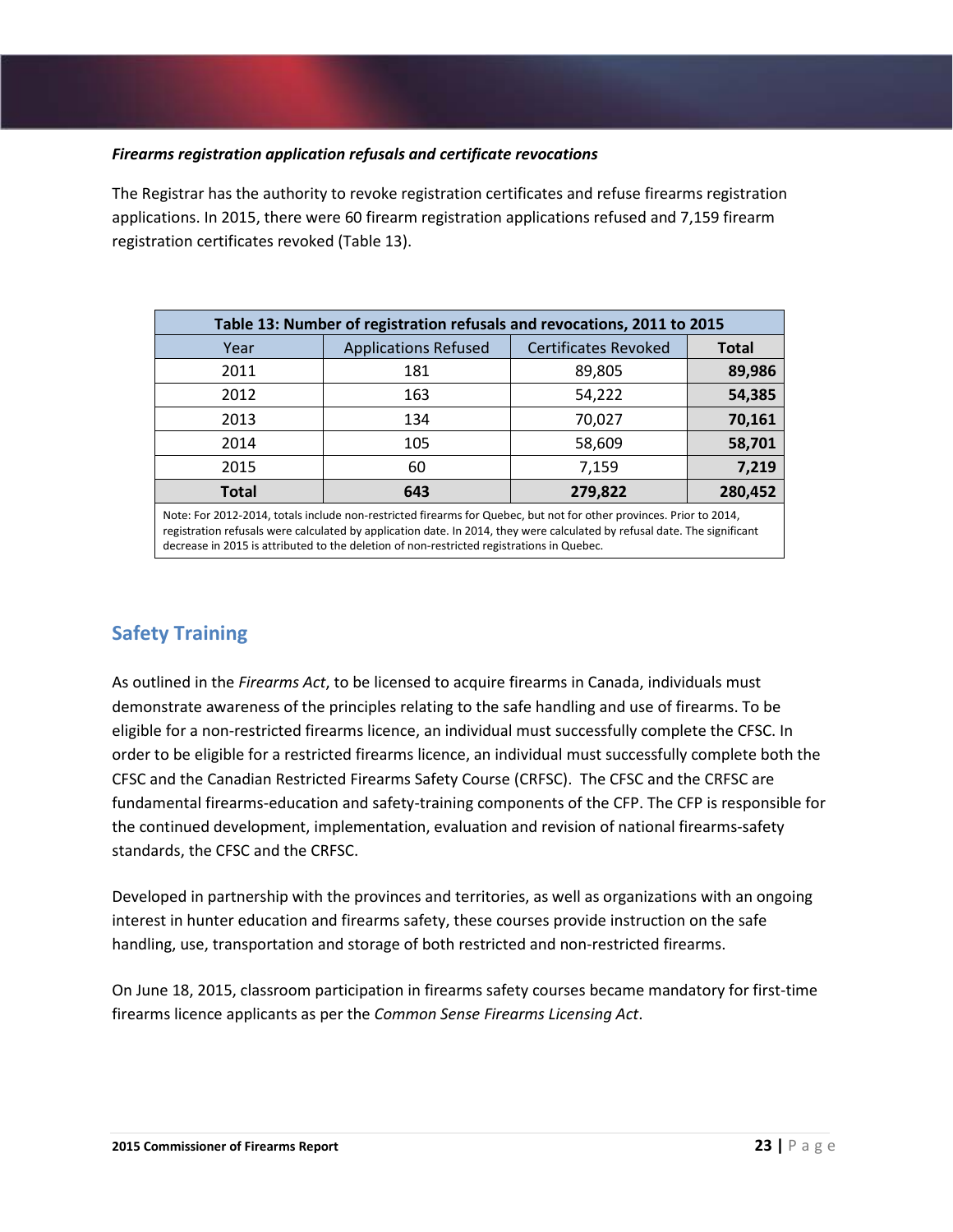***Firearms registration application refusals and certificate revocations***

The Registrar has the authority to revoke registration certificates and refuse firearms registration applications. In 2015, there were 60 firearm registration applications refused and 7,159 firearm registration certificates revoked (Table 13).

**Table 13: Number of registration refusals and revocations, 2011 to 2015**

| Year | Applications Refused | Certificates Revoked | **Total** |
|---|---|---|---|
| 2011 | 181 | 89,805 | **89,986** |
| 2012 | 163 | 54,222 | **54,385** |
| 2013 | 134 | 70,027 | **70,161** |
| 2014 | 105 | 58,609 | **58,701** |
| 2015 | 60 | 7,159 | **7,219** |
| **Total** | **643** | **279,822** | **280,452** |

Note: For 2012-2014, totals include non-restricted firearms for Quebec, but not for other provinces. Prior to 2014, registration refusals were calculated by application date. In 2014, they were calculated by refusal date. The significant decrease in 2015 is attributed to the deletion of non-restricted registrations in Quebec.

## Safety Training

As outlined in the *Firearms Act*, to be licensed to acquire firearms in Canada, individuals must demonstrate awareness of the principles relating to the safe handling and use of firearms. To be eligible for a non-restricted firearms licence, an individual must successfully complete the CFSC. In order to be eligible for a restricted firearms licence, an individual must successfully complete both the CFSC and the Canadian Restricted Firearms Safety Course (CRFSC). The CFSC and the CRFSC are fundamental firearms-education and safety-training components of the CFP. The CFP is responsible for the continued development, implementation, evaluation and revision of national firearms-safety standards, the CFSC and the CRFSC.

Developed in partnership with the provinces and territories, as well as organizations with an ongoing interest in hunter education and firearms safety, these courses provide instruction on the safe handling, use, transportation and storage of both restricted and non-restricted firearms.

On June 18, 2015, classroom participation in firearms safety courses became mandatory for first-time firearms licence applicants as per the *Common Sense Firearms Licensing Act*.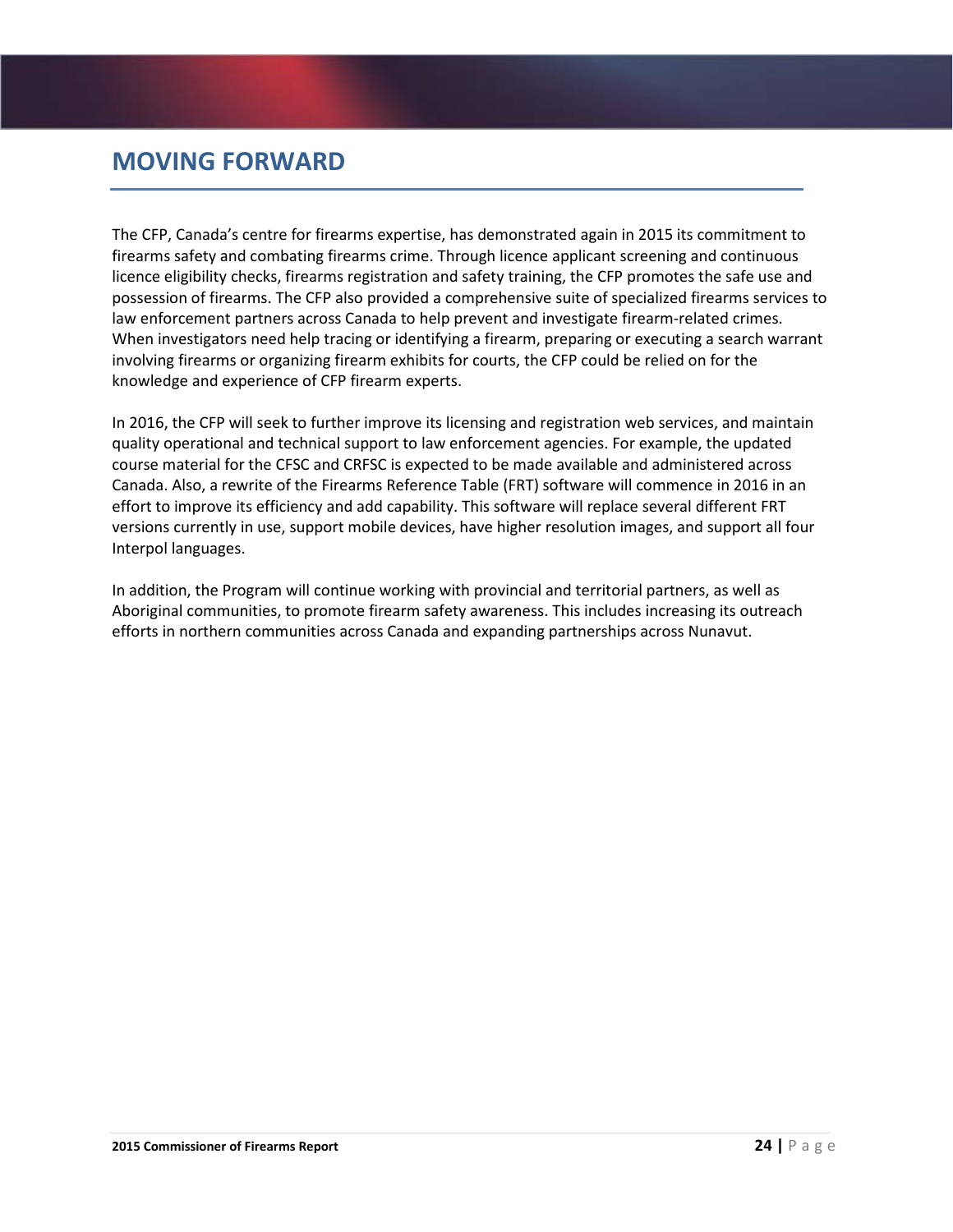# MOVING FORWARD

The CFP, Canada's centre for firearms expertise, has demonstrated again in 2015 its commitment to firearms safety and combating firearms crime. Through licence applicant screening and continuous licence eligibility checks, firearms registration and safety training, the CFP promotes the safe use and possession of firearms. The CFP also provided a comprehensive suite of specialized firearms services to law enforcement partners across Canada to help prevent and investigate firearm-related crimes. When investigators need help tracing or identifying a firearm, preparing or executing a search warrant involving firearms or organizing firearm exhibits for courts, the CFP could be relied on for the knowledge and experience of CFP firearm experts.

In 2016, the CFP will seek to further improve its licensing and registration web services, and maintain quality operational and technical support to law enforcement agencies. For example, the updated course material for the CFSC and CRFSC is expected to be made available and administered across Canada. Also, a rewrite of the Firearms Reference Table (FRT) software will commence in 2016 in an effort to improve its efficiency and add capability. This software will replace several different FRT versions currently in use, support mobile devices, have higher resolution images, and support all four Interpol languages.

In addition, the Program will continue working with provincial and territorial partners, as well as Aboriginal communities, to promote firearm safety awareness. This includes increasing its outreach efforts in northern communities across Canada and expanding partnerships across Nunavut.